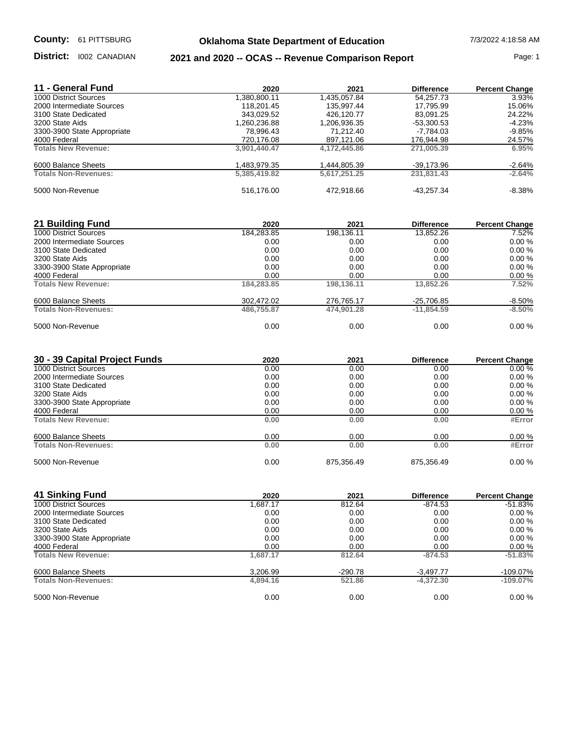**County:** 61 PITTSBURG

**District:** I002 CANADIAN

# Oklahoma State Department of Education

## 2021 and 2020 -- OCAS -- Revenue Comparison Report

7/3/2022 4:18:58 AM

| 11 - General Fund | 2020 | 2021 | Difference | Percent Change |
|---|---|---|---|---|
| 1000 District Sources | 1,380,800.11 | 1,435,057.84 | 54,257.73 | 3.93% |
| 2000 Intermediate Sources | 118,201.45 | 135,997.44 | 17,795.99 | 15.06% |
| 3100 State Dedicated | 343,029.52 | 426,120.77 | 83,091.25 | 24.22% |
| 3200 State Aids | 1,260,236.88 | 1,206,936.35 | -53,300.53 | -4.23% |
| 3300-3900 State Appropriate | 78,996.43 | 71,212.40 | -7,784.03 | -9.85% |
| 4000 Federal | 720,176.08 | 897,121.06 | 176,944.98 | 24.57% |
| **Totals New Revenue:** | **3,901,440.47** | **4,172,445.86** | **271,005.39** | **6.95%** |
| 6000 Balance Sheets | 1,483,979.35 | 1,444,805.39 | -39,173.96 | -2.64% |
| **Totals Non-Revenues:** | **5,385,419.82** | **5,617,251.25** | **231,831.43** | **-2.64%** |
| 5000 Non-Revenue | 516,176.00 | 472,918.66 | -43,257.34 | -8.38% |

| 21 Building Fund | 2020 | 2021 | Difference | Percent Change |
|---|---|---|---|---|
| 1000 District Sources | 184,283.85 | 198,136.11 | 13,852.26 | 7.52% |
| 2000 Intermediate Sources | 0.00 | 0.00 | 0.00 | 0.00 % |
| 3100 State Dedicated | 0.00 | 0.00 | 0.00 | 0.00 % |
| 3200 State Aids | 0.00 | 0.00 | 0.00 | 0.00 % |
| 3300-3900 State Appropriate | 0.00 | 0.00 | 0.00 | 0.00 % |
| 4000 Federal | 0.00 | 0.00 | 0.00 | 0.00 % |
| **Totals New Revenue:** | **184,283.85** | **198,136.11** | **13,852.26** | **7.52%** |
| 6000 Balance Sheets | 302,472.02 | 276,765.17 | -25,706.85 | -8.50% |
| **Totals Non-Revenues:** | **486,755.87** | **474,901.28** | **-11,854.59** | **-8.50%** |
| 5000 Non-Revenue | 0.00 | 0.00 | 0.00 | 0.00 % |

| 30 - 39 Capital Project Funds | 2020 | 2021 | Difference | Percent Change |
|---|---|---|---|---|
| 1000 District Sources | 0.00 | 0.00 | 0.00 | 0.00 % |
| 2000 Intermediate Sources | 0.00 | 0.00 | 0.00 | 0.00 % |
| 3100 State Dedicated | 0.00 | 0.00 | 0.00 | 0.00 % |
| 3200 State Aids | 0.00 | 0.00 | 0.00 | 0.00 % |
| 3300-3900 State Appropriate | 0.00 | 0.00 | 0.00 | 0.00 % |
| 4000 Federal | 0.00 | 0.00 | 0.00 | 0.00 % |
| **Totals New Revenue:** | **0.00** | **0.00** | **0.00** | **#Error** |
| 6000 Balance Sheets | 0.00 | 0.00 | 0.00 | 0.00 % |
| **Totals Non-Revenues:** | **0.00** | **0.00** | **0.00** | **#Error** |
| 5000 Non-Revenue | 0.00 | 875,356.49 | 875,356.49 | 0.00 % |

| 41 Sinking Fund | 2020 | 2021 | Difference | Percent Change |
|---|---|---|---|---|
| 1000 District Sources | 1,687.17 | 812.64 | -874.53 | -51.83% |
| 2000 Intermediate Sources | 0.00 | 0.00 | 0.00 | 0.00 % |
| 3100 State Dedicated | 0.00 | 0.00 | 0.00 | 0.00 % |
| 3200 State Aids | 0.00 | 0.00 | 0.00 | 0.00 % |
| 3300-3900 State Appropriate | 0.00 | 0.00 | 0.00 | 0.00 % |
| 4000 Federal | 0.00 | 0.00 | 0.00 | 0.00 % |
| **Totals New Revenue:** | **1,687.17** | **812.64** | **-874.53** | **-51.83%** |
| 6000 Balance Sheets | 3,206.99 | -290.78 | -3,497.77 | -109.07% |
| **Totals Non-Revenues:** | **4,894.16** | **521.86** | **-4,372.30** | **-109.07%** |
| 5000 Non-Revenue | 0.00 | 0.00 | 0.00 | 0.00 % |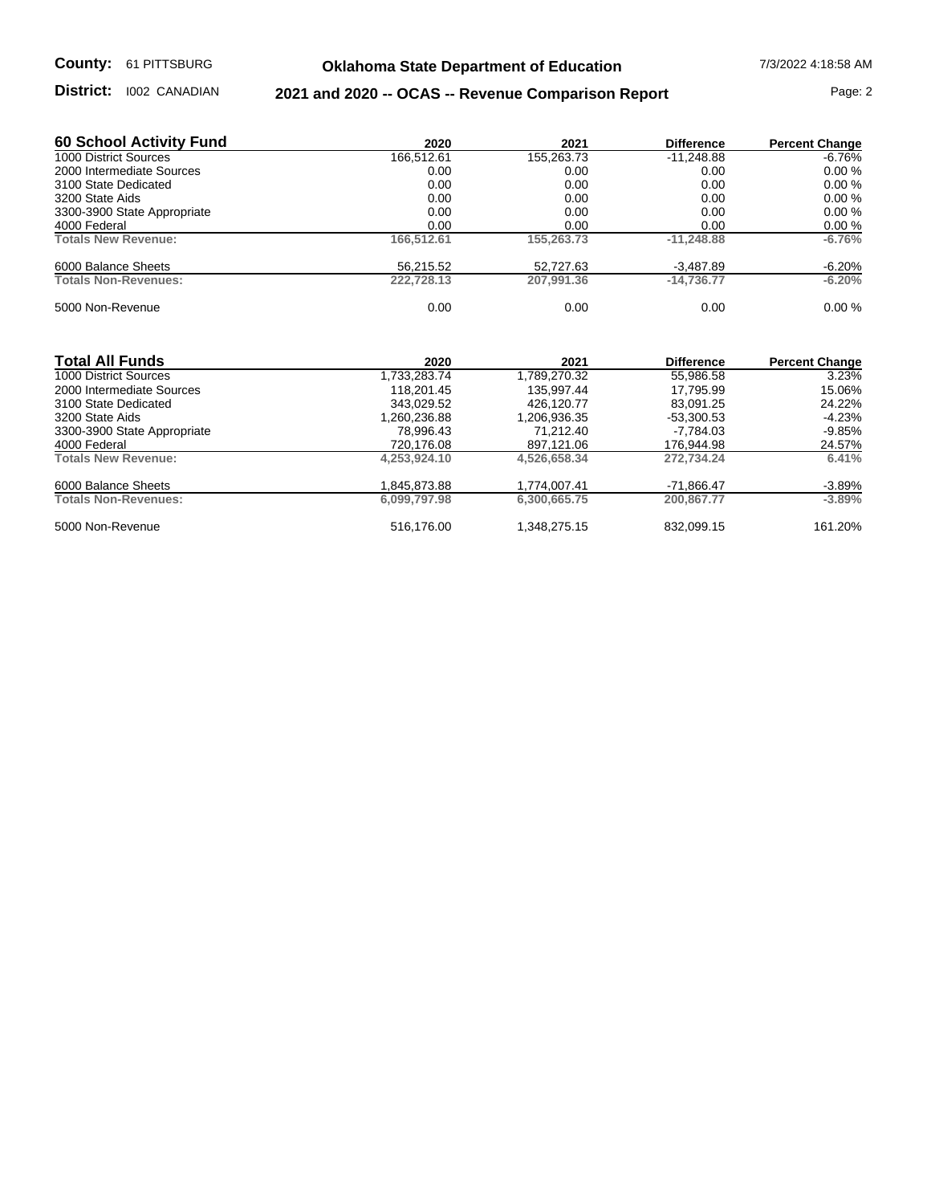| 60 School Activity Fund | 2020 | 2021 | Difference | Percent Change |
|---|---|---|---|---|
| 1000 District Sources | 166,512.61 | 155,263.73 | -11,248.88 | -6.76% |
| 2000 Intermediate Sources | 0.00 | 0.00 | 0.00 | 0.00 % |
| 3100 State Dedicated | 0.00 | 0.00 | 0.00 | 0.00 % |
| 3200 State Aids | 0.00 | 0.00 | 0.00 | 0.00 % |
| 3300-3900 State Appropriate | 0.00 | 0.00 | 0.00 | 0.00 % |
| 4000 Federal | 0.00 | 0.00 | 0.00 | 0.00 % |
| **Totals New Revenue:** | **166,512.61** | **155,263.73** | **-11,248.88** | **-6.76%** |
| 6000 Balance Sheets | 56,215.52 | 52,727.63 | -3,487.89 | -6.20% |
| **Totals Non-Revenues:** | **222,728.13** | **207,991.36** | **-14,736.77** | **-6.20%** |
| 5000 Non-Revenue | 0.00 | 0.00 | 0.00 | 0.00 % |

| Total All Funds | 2020 | 2021 | Difference | Percent Change |
|---|---|---|---|---|
| 1000 District Sources | 1,733,283.74 | 1,789,270.32 | 55,986.58 | 3.23% |
| 2000 Intermediate Sources | 118,201.45 | 135,997.44 | 17,795.99 | 15.06% |
| 3100 State Dedicated | 343,029.52 | 426,120.77 | 83,091.25 | 24.22% |
| 3200 State Aids | 1,260,236.88 | 1,206,936.35 | -53,300.53 | -4.23% |
| 3300-3900 State Appropriate | 78,996.43 | 71,212.40 | -7,784.03 | -9.85% |
| 4000 Federal | 720,176.08 | 897,121.06 | 176,944.98 | 24.57% |
| **Totals New Revenue:** | **4,253,924.10** | **4,526,658.34** | **272,734.24** | **6.41%** |
| 6000 Balance Sheets | 1,845,873.88 | 1,774,007.41 | -71,866.47 | -3.89% |
| **Totals Non-Revenues:** | **6,099,797.98** | **6,300,665.75** | **200,867.77** | **-3.89%** |
| 5000 Non-Revenue | 516,176.00 | 1,348,275.15 | 832,099.15 | 161.20% |